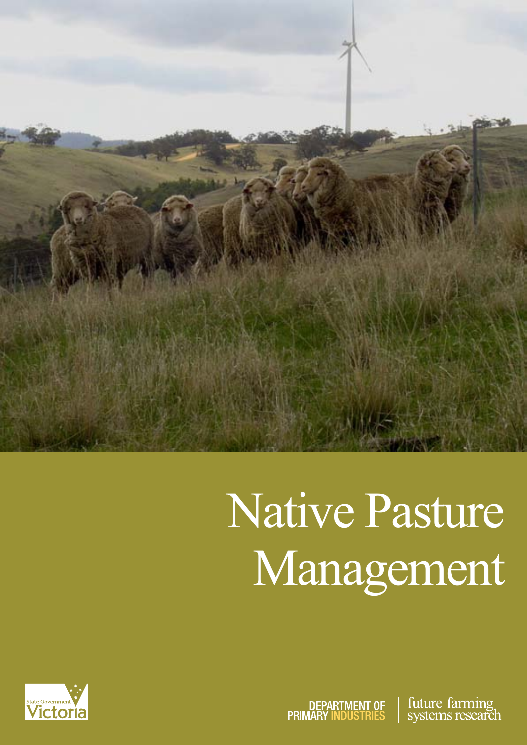# Native Pasture Management

State Government Victoria

DEPARTMENT OF PRIMARY INDUSTRIES

future farming systems research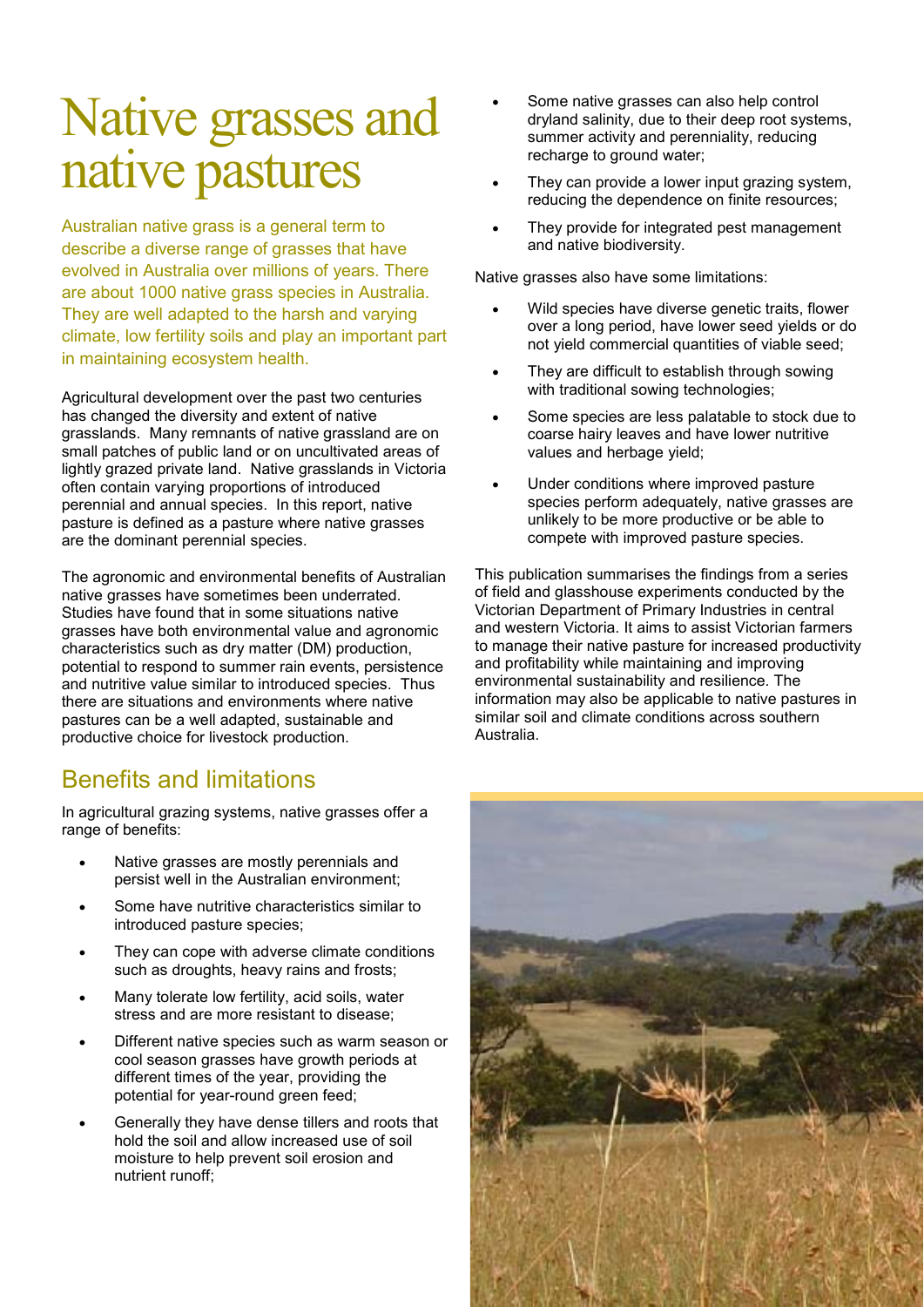# Native grasses and native pastures

Australian native grass is a general term to describe a diverse range of grasses that have evolved in Australia over millions of years. There are about 1000 native grass species in Australia. They are well adapted to the harsh and varying climate, low fertility soils and play an important part in maintaining ecosystem health.

Agricultural development over the past two centuries has changed the diversity and extent of native grasslands. Many remnants of native grassland are on small patches of public land or on uncultivated areas of lightly grazed private land. Native grasslands in Victoria often contain varying proportions of introduced perennial and annual species. In this report, native pasture is defined as a pasture where native grasses are the dominant perennial species.

The agronomic and environmental benefits of Australian native grasses have sometimes been underrated. Studies have found that in some situations native grasses have both environmental value and agronomic characteristics such as dry matter (DM) production, potential to respond to summer rain events, persistence and nutritive value similar to introduced species. Thus there are situations and environments where native pastures can be a well adapted, sustainable and productive choice for livestock production.

## Benefits and limitations

In agricultural grazing systems, native grasses offer a range of benefits:

- Native grasses are mostly perennials and persist well in the Australian environment;
- Some have nutritive characteristics similar to introduced pasture species;
- They can cope with adverse climate conditions such as droughts, heavy rains and frosts;
- Many tolerate low fertility, acid soils, water stress and are more resistant to disease;
- Different native species such as warm season or cool season grasses have growth periods at different times of the year, providing the potential for year-round green feed;
- Generally they have dense tillers and roots that hold the soil and allow increased use of soil moisture to help prevent soil erosion and nutrient runoff;
- Some native grasses can also help control dryland salinity, due to their deep root systems, summer activity and perenniality, reducing recharge to ground water;
- They can provide a lower input grazing system, reducing the dependence on finite resources;
- They provide for integrated pest management and native biodiversity.

Native grasses also have some limitations:

- Wild species have diverse genetic traits, flower over a long period, have lower seed yields or do not yield commercial quantities of viable seed;
- They are difficult to establish through sowing with traditional sowing technologies;
- Some species are less palatable to stock due to coarse hairy leaves and have lower nutritive values and herbage yield;
- Under conditions where improved pasture species perform adequately, native grasses are unlikely to be more productive or be able to compete with improved pasture species.

This publication summarises the findings from a series of field and glasshouse experiments conducted by the Victorian Department of Primary Industries in central and western Victoria. It aims to assist Victorian farmers to manage their native pasture for increased productivity and profitability while maintaining and improving environmental sustainability and resilience. The information may also be applicable to native pastures in similar soil and climate conditions across southern Australia.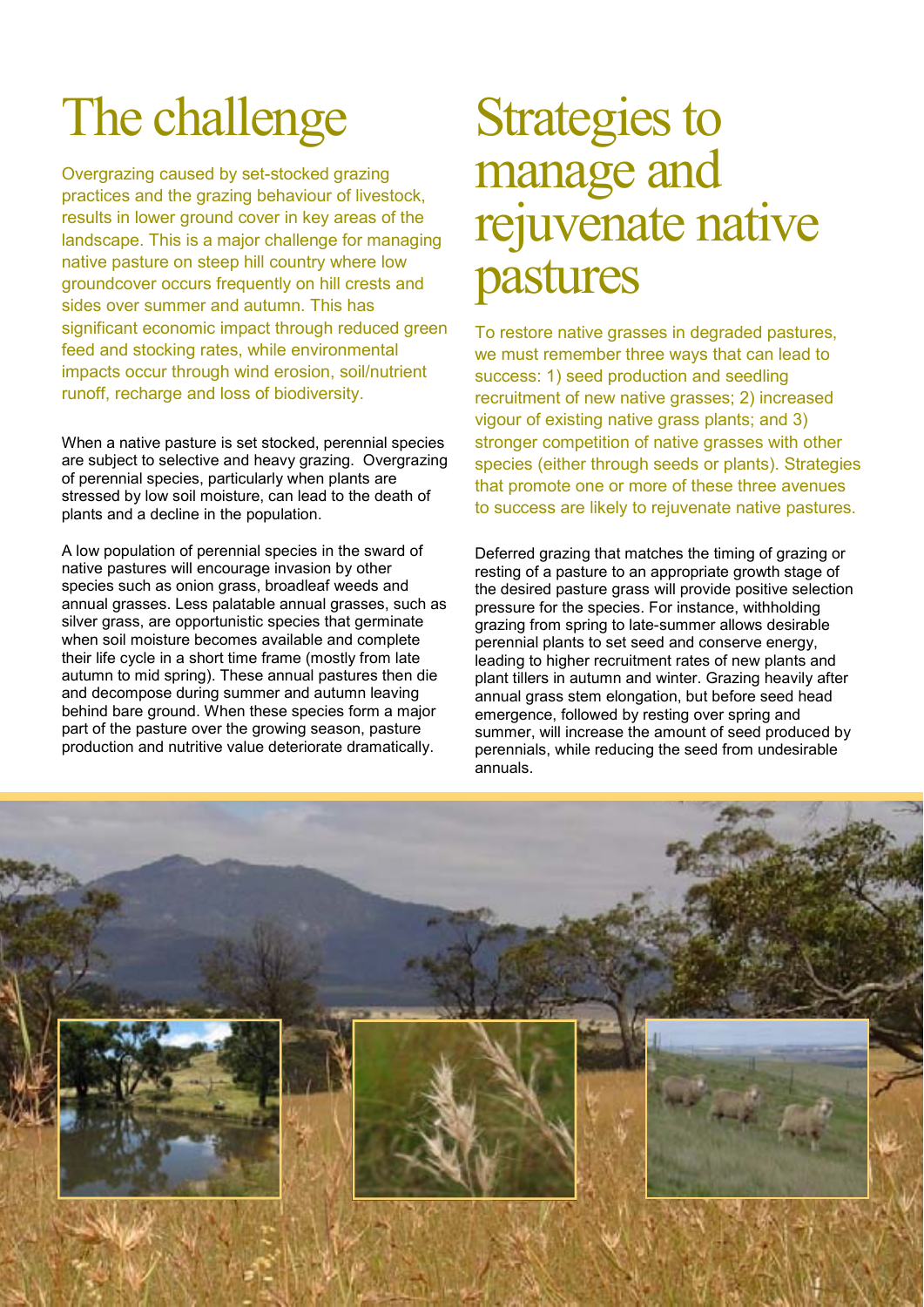# The challenge

Overgrazing caused by set-stocked grazing practices and the grazing behaviour of livestock, results in lower ground cover in key areas of the landscape. This is a major challenge for managing native pasture on steep hill country where low groundcover occurs frequently on hill crests and sides over summer and autumn. This has significant economic impact through reduced green feed and stocking rates, while environmental impacts occur through wind erosion, soil/nutrient runoff, recharge and loss of biodiversity.

When a native pasture is set stocked, perennial species are subject to selective and heavy grazing. Overgrazing of perennial species, particularly when plants are stressed by low soil moisture, can lead to the death of plants and a decline in the population.

A low population of perennial species in the sward of native pastures will encourage invasion by other species such as onion grass, broadleaf weeds and annual grasses. Less palatable annual grasses, such as silver grass, are opportunistic species that germinate when soil moisture becomes available and complete their life cycle in a short time frame (mostly from late autumn to mid spring). These annual pastures then die and decompose during summer and autumn leaving behind bare ground. When these species form a major part of the pasture over the growing season, pasture production and nutritive value deteriorate dramatically.

# Strategies to manage and rejuvenate native pastures

To restore native grasses in degraded pastures, we must remember three ways that can lead to success: 1) seed production and seedling recruitment of new native grasses; 2) increased vigour of existing native grass plants; and 3) stronger competition of native grasses with other species (either through seeds or plants). Strategies that promote one or more of these three avenues to success are likely to rejuvenate native pastures.

Deferred grazing that matches the timing of grazing or resting of a pasture to an appropriate growth stage of the desired pasture grass will provide positive selection pressure for the species. For instance, withholding grazing from spring to late-summer allows desirable perennial plants to set seed and conserve energy, leading to higher recruitment rates of new plants and plant tillers in autumn and winter. Grazing heavily after annual grass stem elongation, but before seed head emergence, followed by resting over spring and summer, will increase the amount of seed produced by perennials, while reducing the seed from undesirable annuals.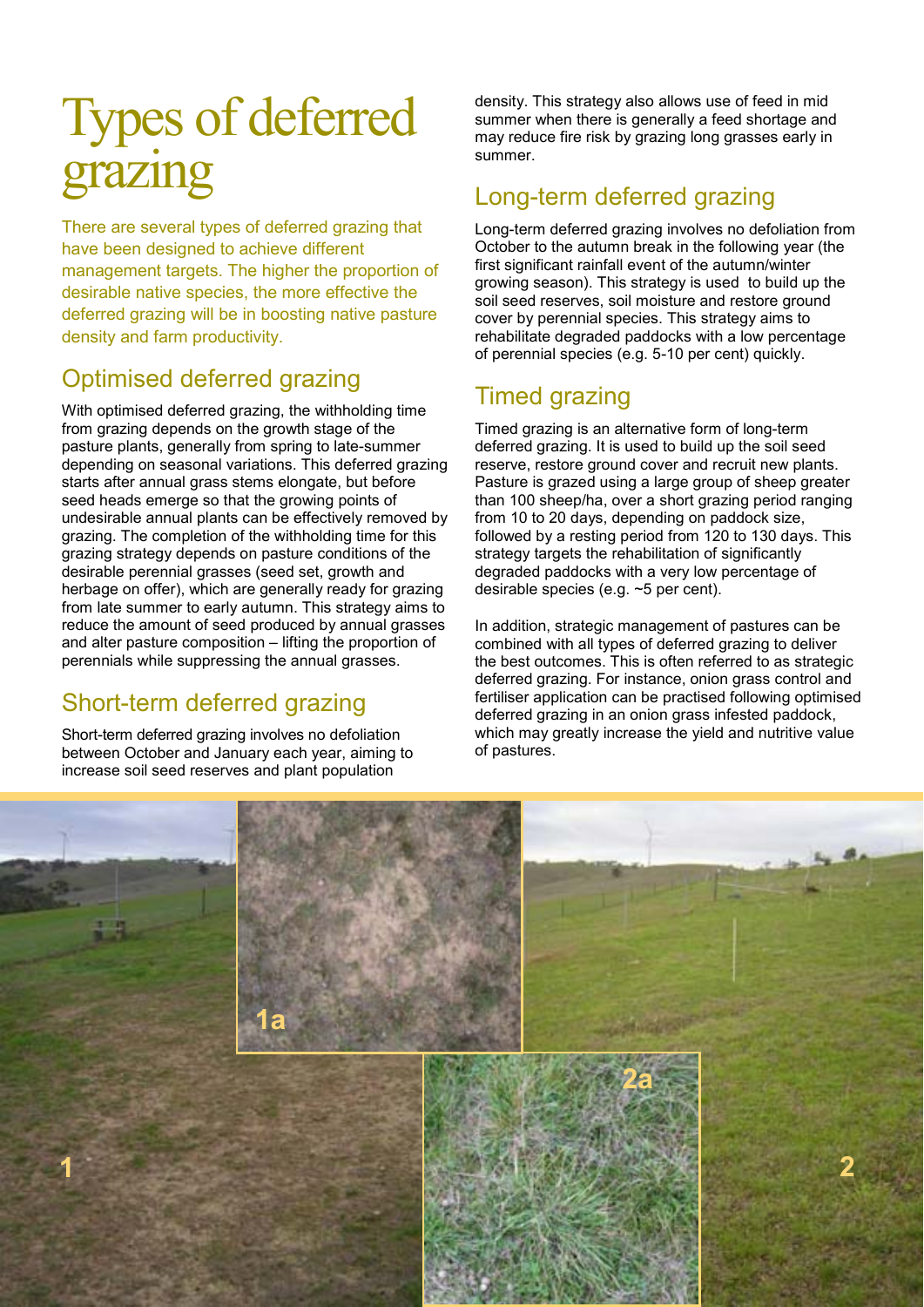# Types of deferred grazing

There are several types of deferred grazing that have been designed to achieve different management targets. The higher the proportion of desirable native species, the more effective the deferred grazing will be in boosting native pasture density and farm productivity.

## Optimised deferred grazing

With optimised deferred grazing, the withholding time from grazing depends on the growth stage of the pasture plants, generally from spring to late-summer depending on seasonal variations. This deferred grazing starts after annual grass stems elongate, but before seed heads emerge so that the growing points of undesirable annual plants can be effectively removed by grazing. The completion of the withholding time for this grazing strategy depends on pasture conditions of the desirable perennial grasses (seed set, growth and herbage on offer), which are generally ready for grazing from late summer to early autumn. This strategy aims to reduce the amount of seed produced by annual grasses and alter pasture composition – lifting the proportion of perennials while suppressing the annual grasses.

## Short-term deferred grazing

Short-term deferred grazing involves no defoliation between October and January each year, aiming to increase soil seed reserves and plant population density. This strategy also allows use of feed in mid summer when there is generally a feed shortage and may reduce fire risk by grazing long grasses early in summer.

## Long-term deferred grazing

Long-term deferred grazing involves no defoliation from October to the autumn break in the following year (the first significant rainfall event of the autumn/winter growing season). This strategy is used to build up the soil seed reserves, soil moisture and restore ground cover by perennial species. This strategy aims to rehabilitate degraded paddocks with a low percentage of perennial species (e.g. 5-10 per cent) quickly.

## Timed grazing

Timed grazing is an alternative form of long-term deferred grazing. It is used to build up the soil seed reserve, restore ground cover and recruit new plants. Pasture is grazed using a large group of sheep greater than 100 sheep/ha, over a short grazing period ranging from 10 to 20 days, depending on paddock size, followed by a resting period from 120 to 130 days. This strategy targets the rehabilitation of significantly degraded paddocks with a very low percentage of desirable species (e.g. ~5 per cent).

In addition, strategic management of pastures can be combined with all types of deferred grazing to deliver the best outcomes. This is often referred to as strategic deferred grazing. For instance, onion grass control and fertiliser application can be practised following optimised deferred grazing in an onion grass infested paddock, which may greatly increase the yield and nutritive value of pastures.

1 1a 2a 2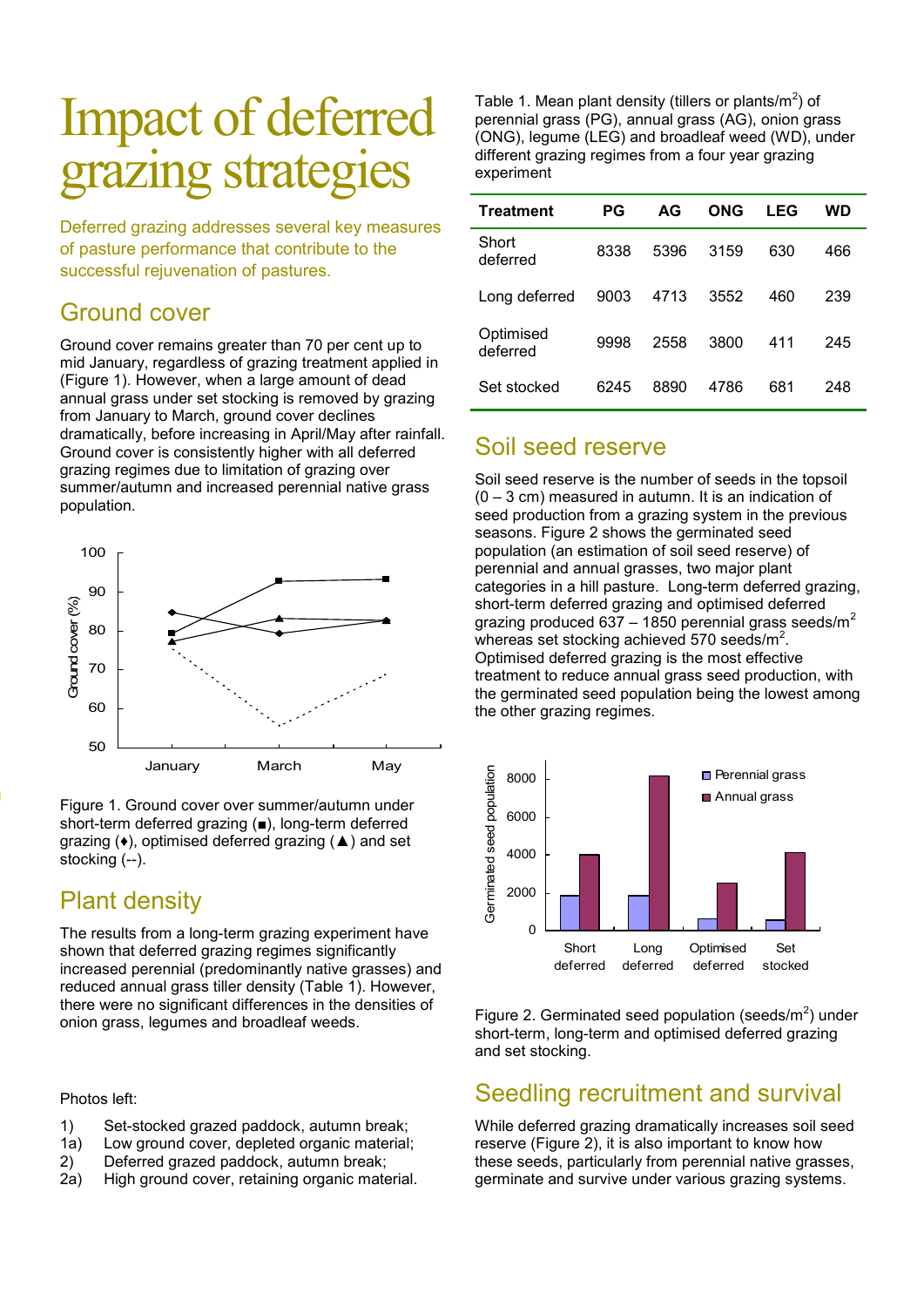# Impact of deferred grazing strategies

Deferred grazing addresses several key measures of pasture performance that contribute to the successful rejuvenation of pastures.

## Ground cover

Ground cover remains greater than 70 per cent up to mid January, regardless of grazing treatment applied in (Figure 1). However, when a large amount of dead annual grass under set stocking is removed by grazing from January to March, ground cover declines dramatically, before increasing in April/May after rainfall. Ground cover is consistently higher with all deferred grazing regimes due to limitation of grazing over summer/autumn and increased perennial native grass population.

Figure 1. Ground cover over summer/autumn under short-term deferred grazing (■), long-term deferred grazing (♦), optimised deferred grazing (▲) and set stocking (--).

## Plant density

The results from a long-term grazing experiment have shown that deferred grazing regimes significantly increased perennial (predominantly native grasses) and reduced annual grass tiller density (Table 1). However, there were no significant differences in the densities of onion grass, legumes and broadleaf weeds.

Photos left:

1) Set-stocked grazed paddock, autumn break;
1a) Low ground cover, depleted organic material;
2) Deferred grazed paddock, autumn break;
2a) High ground cover, retaining organic material.

Table 1. Mean plant density (tillers or plants/m$^2$) of perennial grass (PG), annual grass (AG), onion grass (ONG), legume (LEG) and broadleaf weed (WD), under different grazing regimes from a four year grazing experiment

| Treatment | PG | AG | ONG | LEG | WD |
|---|---|---|---|---|---|
| Short deferred | 8338 | 5396 | 3159 | 630 | 466 |
| Long deferred | 9003 | 4713 | 3552 | 460 | 239 |
| Optimised deferred | 9998 | 2558 | 3800 | 411 | 245 |
| Set stocked | 6245 | 8890 | 4786 | 681 | 248 |

## Soil seed reserve

Soil seed reserve is the number of seeds in the topsoil (0 – 3 cm) measured in autumn. It is an indication of seed production from a grazing system in the previous seasons. Figure 2 shows the germinated seed population (an estimation of soil seed reserve) of perennial and annual grasses, two major plant categories in a hill pasture. Long-term deferred grazing, short-term deferred grazing and optimised deferred grazing produced 637 – 1850 perennial grass seeds/m$^2$ whereas set stocking achieved 570 seeds/m$^2$. Optimised deferred grazing is the most effective treatment to reduce annual grass seed production, with the germinated seed population being the lowest among the other grazing regimes.

Figure 2. Germinated seed population (seeds/m$^2$) under short-term, long-term and optimised deferred grazing and set stocking.

## Seedling recruitment and survival

While deferred grazing dramatically increases soil seed reserve (Figure 2), it is also important to know how these seeds, particularly from perennial native grasses, germinate and survive under various grazing systems.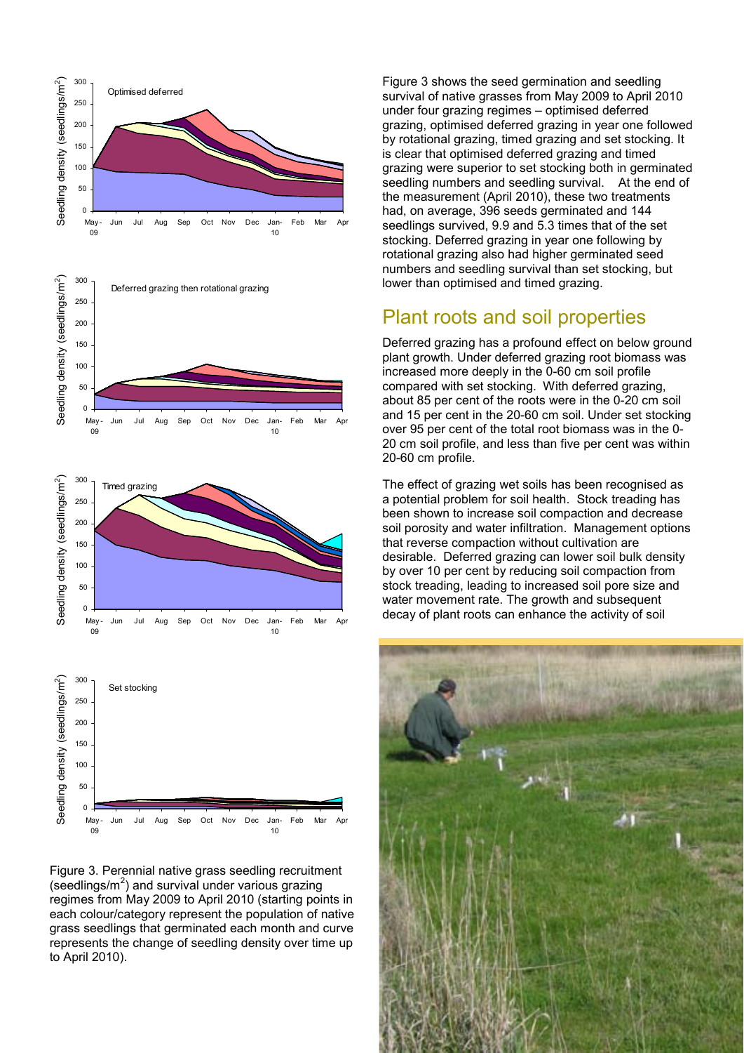Figure 3. Perennial native grass seedling recruitment (seedlings/m$^2$) and survival under various grazing regimes from May 2009 to April 2010 (starting points in each colour/category represent the population of native grass seedlings that germinated each month and curve represents the change of seedling density over time up to April 2010).

Figure 3 shows the seed germination and seedling survival of native grasses from May 2009 to April 2010 under four grazing regimes – optimised deferred grazing, optimised deferred grazing in year one followed by rotational grazing, timed grazing and set stocking. It is clear that optimised deferred grazing and timed grazing were superior to set stocking both in germinated seedling numbers and seedling survival. At the end of the measurement (April 2010), these two treatments had, on average, 396 seeds germinated and 144 seedlings survived, 9.9 and 5.3 times that of the set stocking. Deferred grazing in year one following by rotational grazing also had higher germinated seed numbers and seedling survival than set stocking, but lower than optimised and timed grazing.

## Plant roots and soil properties

Deferred grazing has a profound effect on below ground plant growth. Under deferred grazing root biomass was increased more deeply in the 0-60 cm soil profile compared with set stocking. With deferred grazing, about 85 per cent of the roots were in the 0-20 cm soil and 15 per cent in the 20-60 cm soil. Under set stocking over 95 per cent of the total root biomass was in the 0-20 cm soil profile, and less than five per cent was within 20-60 cm profile.

The effect of grazing wet soils has been recognised as a potential problem for soil health. Stock treading has been shown to increase soil compaction and decrease soil porosity and water infiltration. Management options that reverse compaction without cultivation are desirable. Deferred grazing can lower soil bulk density by over 10 per cent by reducing soil compaction from stock treading, leading to increased soil pore size and water movement rate. The growth and subsequent decay of plant roots can enhance the activity of soil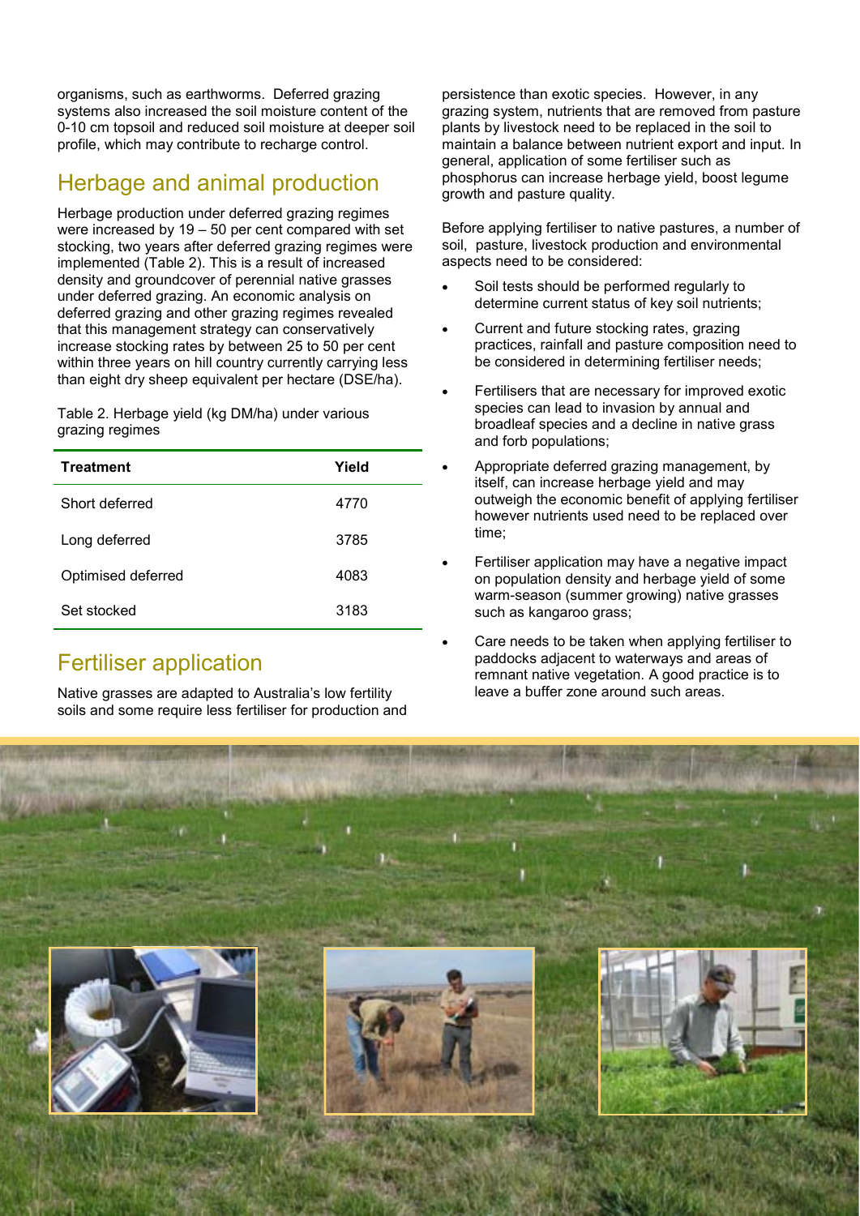organisms, such as earthworms. Deferred grazing systems also increased the soil moisture content of the 0-10 cm topsoil and reduced soil moisture at deeper soil profile, which may contribute to recharge control.

## Herbage and animal production

Herbage production under deferred grazing regimes were increased by 19 – 50 per cent compared with set stocking, two years after deferred grazing regimes were implemented (Table 2). This is a result of increased density and groundcover of perennial native grasses under deferred grazing. An economic analysis on deferred grazing and other grazing regimes revealed that this management strategy can conservatively increase stocking rates by between 25 to 50 per cent within three years on hill country currently carrying less than eight dry sheep equivalent per hectare (DSE/ha).

Table 2. Herbage yield (kg DM/ha) under various grazing regimes

| Treatment | Yield |
|---|---|
| Short deferred | 4770 |
| Long deferred | 3785 |
| Optimised deferred | 4083 |
| Set stocked | 3183 |

## Fertiliser application

Native grasses are adapted to Australia's low fertility soils and some require less fertiliser for production and persistence than exotic species. However, in any grazing system, nutrients that are removed from pasture plants by livestock need to be replaced in the soil to maintain a balance between nutrient export and input. In general, application of some fertiliser such as phosphorus can increase herbage yield, boost legume growth and pasture quality.

Before applying fertiliser to native pastures, a number of soil, pasture, livestock production and environmental aspects need to be considered:

- Soil tests should be performed regularly to determine current status of key soil nutrients;
- Current and future stocking rates, grazing practices, rainfall and pasture composition need to be considered in determining fertiliser needs;
- Fertilisers that are necessary for improved exotic species can lead to invasion by annual and broadleaf species and a decline in native grass and forb populations;
- Appropriate deferred grazing management, by itself, can increase herbage yield and may outweigh the economic benefit of applying fertiliser however nutrients used need to be replaced over time;
- Fertiliser application may have a negative impact on population density and herbage yield of some warm-season (summer growing) native grasses such as kangaroo grass;
- Care needs to be taken when applying fertiliser to paddocks adjacent to waterways and areas of remnant native vegetation. A good practice is to leave a buffer zone around such areas.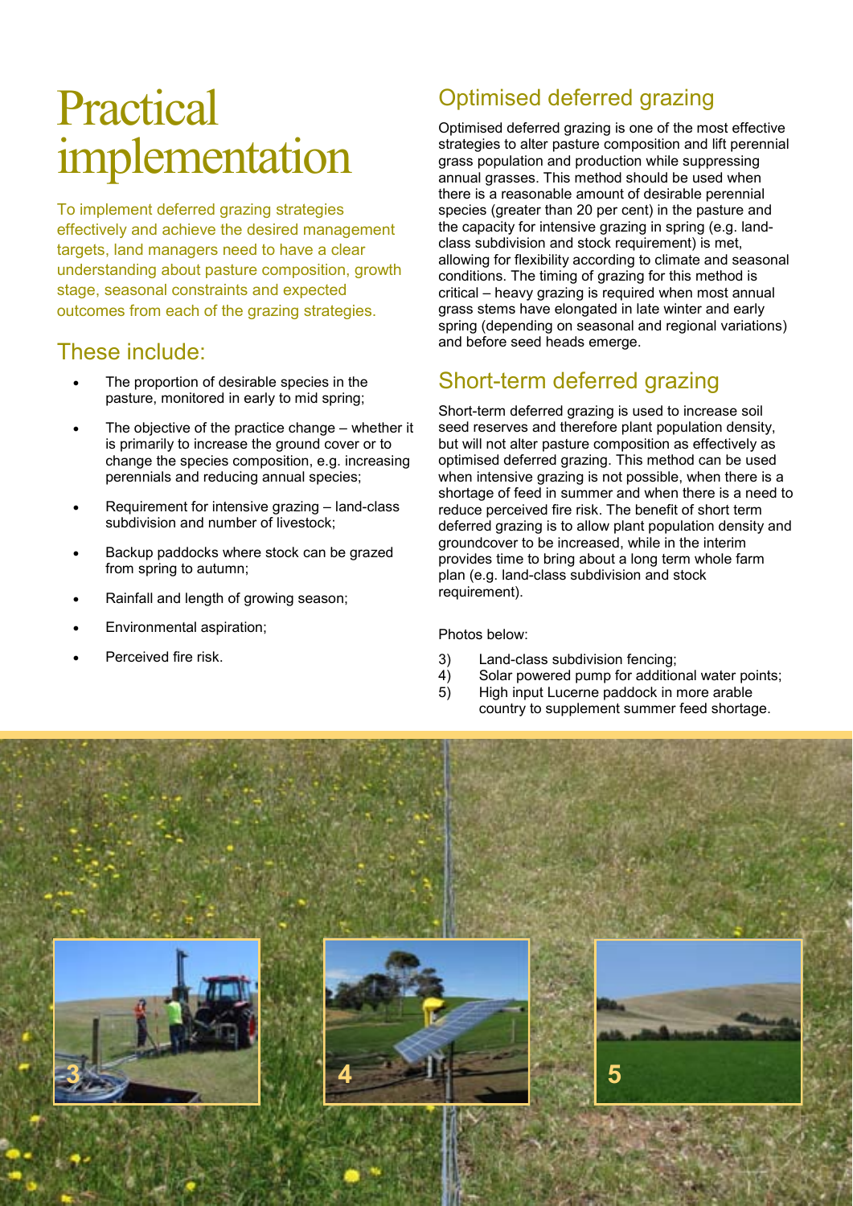# Practical implementation

To implement deferred grazing strategies effectively and achieve the desired management targets, land managers need to have a clear understanding about pasture composition, growth stage, seasonal constraints and expected outcomes from each of the grazing strategies.

## These include:

- The proportion of desirable species in the pasture, monitored in early to mid spring;
- The objective of the practice change – whether it is primarily to increase the ground cover or to change the species composition, e.g. increasing perennials and reducing annual species;
- Requirement for intensive grazing – land-class subdivision and number of livestock;
- Backup paddocks where stock can be grazed from spring to autumn;
- Rainfall and length of growing season;
- Environmental aspiration;
- Perceived fire risk.

## Optimised deferred grazing

Optimised deferred grazing is one of the most effective strategies to alter pasture composition and lift perennial grass population and production while suppressing annual grasses. This method should be used when there is a reasonable amount of desirable perennial species (greater than 20 per cent) in the pasture and the capacity for intensive grazing in spring (e.g. land-class subdivision and stock requirement) is met, allowing for flexibility according to climate and seasonal conditions. The timing of grazing for this method is critical – heavy grazing is required when most annual grass stems have elongated in late winter and early spring (depending on seasonal and regional variations) and before seed heads emerge.

## Short-term deferred grazing

Short-term deferred grazing is used to increase soil seed reserves and therefore plant population density, but will not alter pasture composition as effectively as optimised deferred grazing. This method can be used when intensive grazing is not possible, when there is a shortage of feed in summer and when there is a need to reduce perceived fire risk. The benefit of short term deferred grazing is to allow plant population density and groundcover to be increased, while in the interim provides time to bring about a long term whole farm plan (e.g. land-class subdivision and stock requirement).

Photos below:

3) Land-class subdivision fencing;
4) Solar powered pump for additional water points;
5) High input Lucerne paddock in more arable country to supplement summer feed shortage.

3

4

5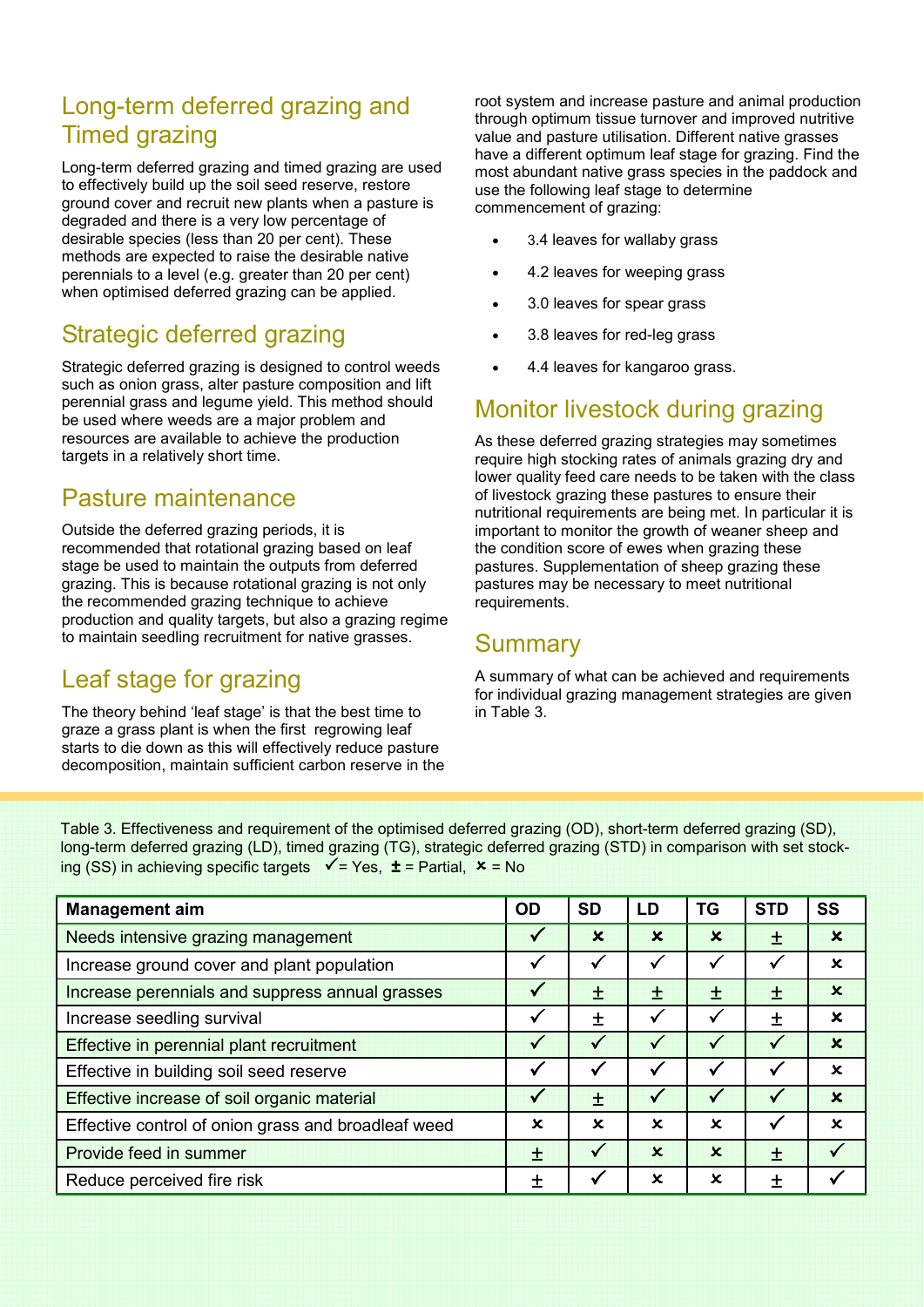## Long-term deferred grazing and Timed grazing

Long-term deferred grazing and timed grazing are used to effectively build up the soil seed reserve, restore ground cover and recruit new plants when a pasture is degraded and there is a very low percentage of desirable species (less than 20 per cent). These methods are expected to raise the desirable native perennials to a level (e.g. greater than 20 per cent) when optimised deferred grazing can be applied.

## Strategic deferred grazing

Strategic deferred grazing is designed to control weeds such as onion grass, alter pasture composition and lift perennial grass and legume yield. This method should be used where weeds are a major problem and resources are available to achieve the production targets in a relatively short time.

## Pasture maintenance

Outside the deferred grazing periods, it is recommended that rotational grazing based on leaf stage be used to maintain the outputs from deferred grazing. This is because rotational grazing is not only the recommended grazing technique to achieve production and quality targets, but also a grazing regime to maintain seedling recruitment for native grasses.

## Leaf stage for grazing

The theory behind 'leaf stage' is that the best time to graze a grass plant is when the first regrowing leaf starts to die down as this will effectively reduce pasture decomposition, maintain sufficient carbon reserve in the root system and increase pasture and animal production through optimum tissue turnover and improved nutritive value and pasture utilisation. Different native grasses have a different optimum leaf stage for grazing. Find the most abundant native grass species in the paddock and use the following leaf stage to determine commencement of grazing:

- 3.4 leaves for wallaby grass
- 4.2 leaves for weeping grass
- 3.0 leaves for spear grass
- 3.8 leaves for red-leg grass
- 4.4 leaves for kangaroo grass.

## Monitor livestock during grazing

As these deferred grazing strategies may sometimes require high stocking rates of animals grazing dry and lower quality feed care needs to be taken with the class of livestock grazing these pastures to ensure their nutritional requirements are being met. In particular it is important to monitor the growth of weaner sheep and the condition score of ewes when grazing these pastures. Supplementation of sheep grazing these pastures may be necessary to meet nutritional requirements.

## Summary

A summary of what can be achieved and requirements for individual grazing management strategies are given in Table 3.

Table 3. Effectiveness and requirement of the optimised deferred grazing (OD), short-term deferred grazing (SD), long-term deferred grazing (LD), timed grazing (TG), strategic deferred grazing (STD) in comparison with set stocking (SS) in achieving specific targets ✓ = Yes, ± = Partial, ✗ = No

| Management aim | OD | SD | LD | TG | STD | SS |
|---|---|---|---|---|---|---|
| Needs intensive grazing management | ✓ | ✗ | ✗ | ✗ | ± | ✗ |
| Increase ground cover and plant population | ✓ | ✓ | ✓ | ✓ | ✓ | ✗ |
| Increase perennials and suppress annual grasses | ✓ | ± | ± | ± | ± | ✗ |
| Increase seedling survival | ✓ | ± | ✓ | ✓ | ± | ✗ |
| Effective in perennial plant recruitment | ✓ | ✓ | ✓ | ✓ | ✓ | ✗ |
| Effective in building soil seed reserve | ✓ | ✓ | ✓ | ✓ | ✓ | ✗ |
| Effective increase of soil organic material | ✓ | ± | ✓ | ✓ | ✓ | ✗ |
| Effective control of onion grass and broadleaf weed | ✗ | ✗ | ✗ | ✗ | ✓ | ✗ |
| Provide feed in summer | ± | ✓ | ✗ | ✗ | ± | ✓ |
| Reduce perceived fire risk | ± | ✓ | ✗ | ✗ | ± | ✓ |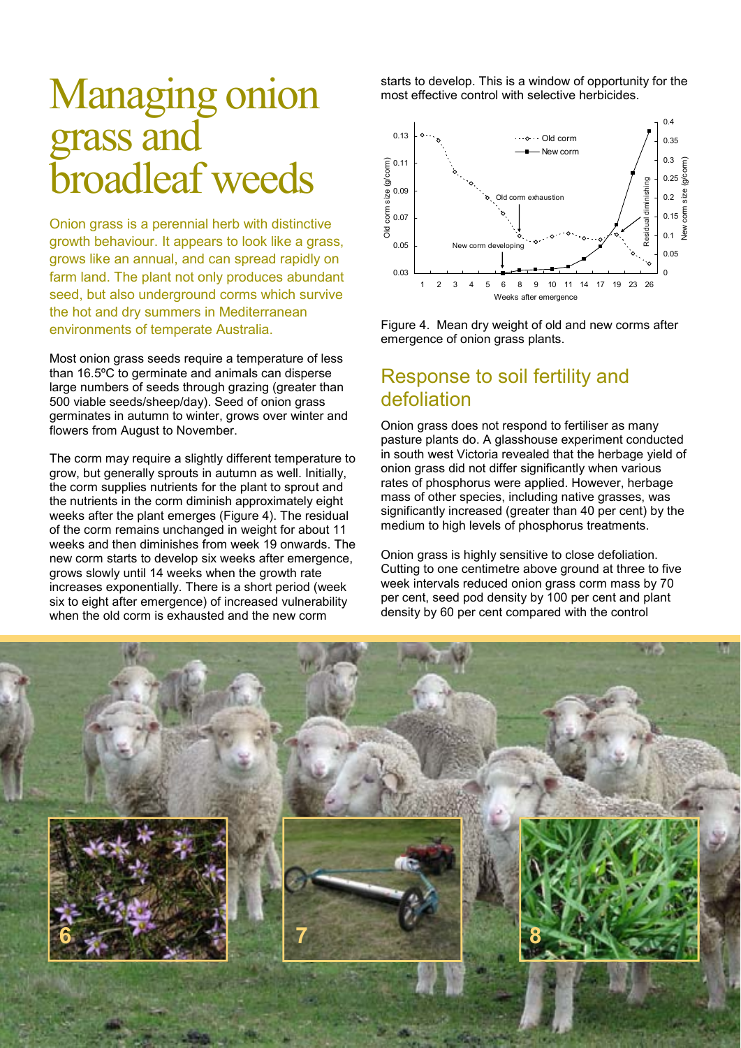# Managing onion grass and broadleaf weeds

Onion grass is a perennial herb with distinctive growth behaviour. It appears to look like a grass, grows like an annual, and can spread rapidly on farm land. The plant not only produces abundant seed, but also underground corms which survive the hot and dry summers in Mediterranean environments of temperate Australia.

Most onion grass seeds require a temperature of less than 16.5ºC to germinate and animals can disperse large numbers of seeds through grazing (greater than 500 viable seeds/sheep/day). Seed of onion grass germinates in autumn to winter, grows over winter and flowers from August to November.

The corm may require a slightly different temperature to grow, but generally sprouts in autumn as well. Initially, the corm supplies nutrients for the plant to sprout and the nutrients in the corm diminish approximately eight weeks after the plant emerges (Figure 4). The residual of the corm remains unchanged in weight for about 11 weeks and then diminishes from week 19 onwards. The new corm starts to develop six weeks after emergence, grows slowly until 14 weeks when the growth rate increases exponentially. There is a short period (week six to eight after emergence) of increased vulnerability when the old corm is exhausted and the new corm starts to develop. This is a window of opportunity for the most effective control with selective herbicides.

Figure 4. Mean dry weight of old and new corms after emergence of onion grass plants.

## Response to soil fertility and defoliation

Onion grass does not respond to fertiliser as many pasture plants do. A glasshouse experiment conducted in south west Victoria revealed that the herbage yield of onion grass did not differ significantly when various rates of phosphorus were applied. However, herbage mass of other species, including native grasses, was significantly increased (greater than 40 per cent) by the medium to high levels of phosphorus treatments.

Onion grass is highly sensitive to close defoliation. Cutting to one centimetre above ground at three to five week intervals reduced onion grass corm mass by 70 per cent, seed pod density by 100 per cent and plant density by 60 per cent compared with the control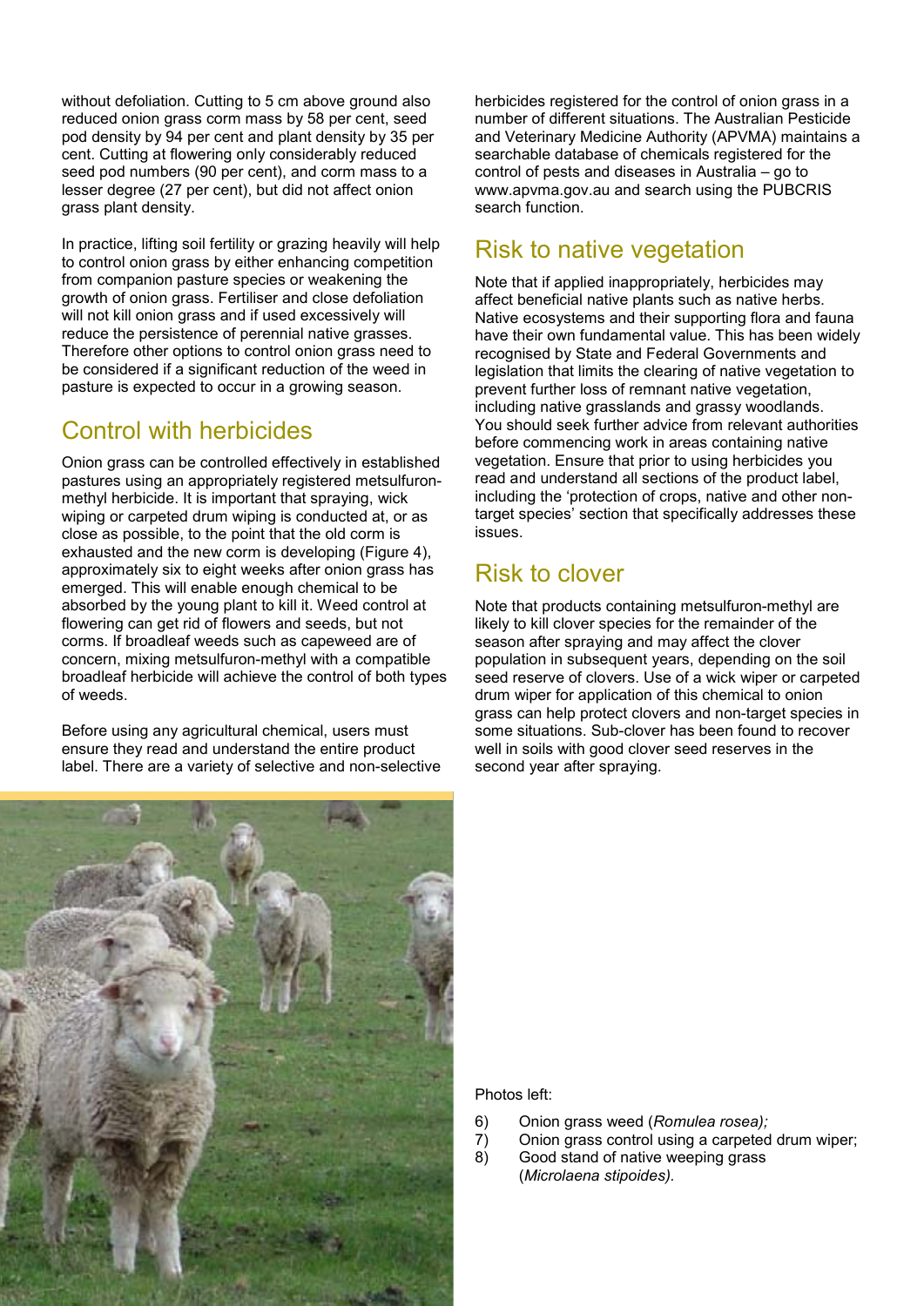without defoliation. Cutting to 5 cm above ground also reduced onion grass corm mass by 58 per cent, seed pod density by 94 per cent and plant density by 35 per cent. Cutting at flowering only considerably reduced seed pod numbers (90 per cent), and corm mass to a lesser degree (27 per cent), but did not affect onion grass plant density.

In practice, lifting soil fertility or grazing heavily will help to control onion grass by either enhancing competition from companion pasture species or weakening the growth of onion grass. Fertiliser and close defoliation will not kill onion grass and if used excessively will reduce the persistence of perennial native grasses. Therefore other options to control onion grass need to be considered if a significant reduction of the weed in pasture is expected to occur in a growing season.

## Control with herbicides

Onion grass can be controlled effectively in established pastures using an appropriately registered metsulfuron-methyl herbicide. It is important that spraying, wick wiping or carpeted drum wiping is conducted at, or as close as possible, to the point that the old corm is exhausted and the new corm is developing (Figure 4), approximately six to eight weeks after onion grass has emerged. This will enable enough chemical to be absorbed by the young plant to kill it. Weed control at flowering can get rid of flowers and seeds, but not corms. If broadleaf weeds such as capeweed are of concern, mixing metsulfuron-methyl with a compatible broadleaf herbicide will achieve the control of both types of weeds.

Before using any agricultural chemical, users must ensure they read and understand the entire product label. There are a variety of selective and non-selective herbicides registered for the control of onion grass in a number of different situations. The Australian Pesticide and Veterinary Medicine Authority (APVMA) maintains a searchable database of chemicals registered for the control of pests and diseases in Australia – go to www.apvma.gov.au and search using the PUBCRIS search function.

## Risk to native vegetation

Note that if applied inappropriately, herbicides may affect beneficial native plants such as native herbs. Native ecosystems and their supporting flora and fauna have their own fundamental value. This has been widely recognised by State and Federal Governments and legislation that limits the clearing of native vegetation to prevent further loss of remnant native vegetation, including native grasslands and grassy woodlands. You should seek further advice from relevant authorities before commencing work in areas containing native vegetation. Ensure that prior to using herbicides you read and understand all sections of the product label, including the 'protection of crops, native and other non-target species' section that specifically addresses these issues.

## Risk to clover

Note that products containing metsulfuron-methyl are likely to kill clover species for the remainder of the season after spraying and may affect the clover population in subsequent years, depending on the soil seed reserve of clovers. Use of a wick wiper or carpeted drum wiper for application of this chemical to onion grass can help protect clovers and non-target species in some situations. Sub-clover has been found to recover well in soils with good clover seed reserves in the second year after spraying.

Photos left:

6) Onion grass weed (*Romulea rosea);*
7) Onion grass control using a carpeted drum wiper;
8) Good stand of native weeping grass (*Microlaena stipoides).*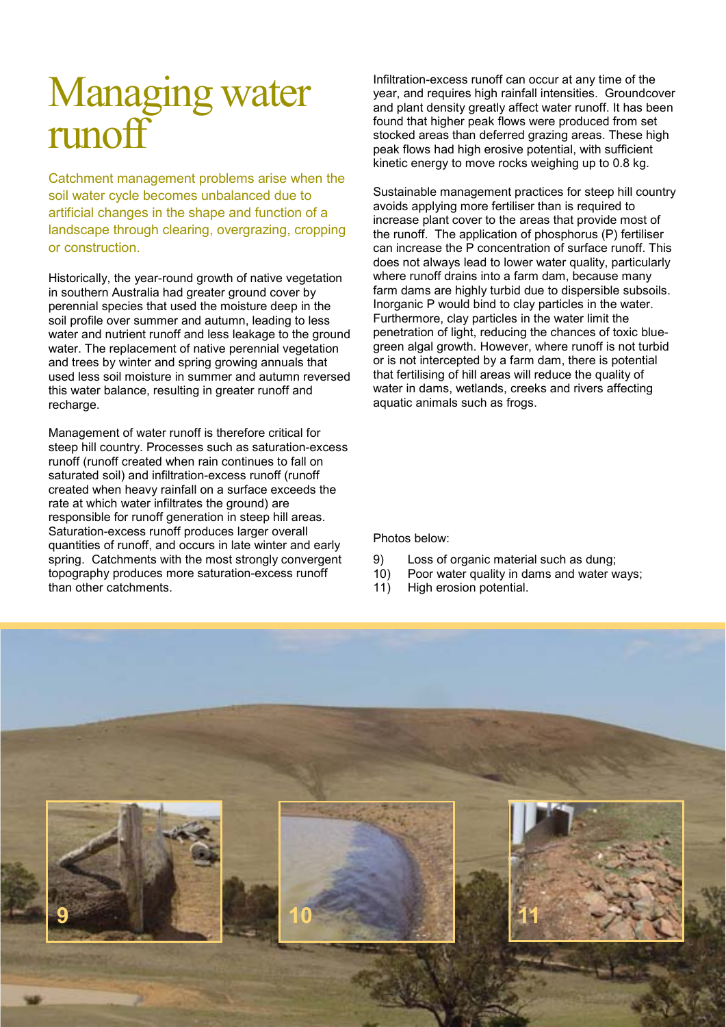# Managing water runoff

Catchment management problems arise when the soil water cycle becomes unbalanced due to artificial changes in the shape and function of a landscape through clearing, overgrazing, cropping or construction.

Historically, the year-round growth of native vegetation in southern Australia had greater ground cover by perennial species that used the moisture deep in the soil profile over summer and autumn, leading to less water and nutrient runoff and less leakage to the ground water. The replacement of native perennial vegetation and trees by winter and spring growing annuals that used less soil moisture in summer and autumn reversed this water balance, resulting in greater runoff and recharge.

Management of water runoff is therefore critical for steep hill country. Processes such as saturation-excess runoff (runoff created when rain continues to fall on saturated soil) and infiltration-excess runoff (runoff created when heavy rainfall on a surface exceeds the rate at which water infiltrates the ground) are responsible for runoff generation in steep hill areas. Saturation-excess runoff produces larger overall quantities of runoff, and occurs in late winter and early spring. Catchments with the most strongly convergent topography produces more saturation-excess runoff than other catchments.

Infiltration-excess runoff can occur at any time of the year, and requires high rainfall intensities. Groundcover and plant density greatly affect water runoff. It has been found that higher peak flows were produced from set stocked areas than deferred grazing areas. These high peak flows had high erosive potential, with sufficient kinetic energy to move rocks weighing up to 0.8 kg.

Sustainable management practices for steep hill country avoids applying more fertiliser than is required to increase plant cover to the areas that provide most of the runoff. The application of phosphorus (P) fertiliser can increase the P concentration of surface runoff. This does not always lead to lower water quality, particularly where runoff drains into a farm dam, because many farm dams are highly turbid due to dispersible subsoils. Inorganic P would bind to clay particles in the water. Furthermore, clay particles in the water limit the penetration of light, reducing the chances of toxic blue-green algal growth. However, where runoff is not turbid or is not intercepted by a farm dam, there is potential that fertilising of hill areas will reduce the quality of water in dams, wetlands, creeks and rivers affecting aquatic animals such as frogs.

Photos below:

9) Loss of organic material such as dung;
10) Poor water quality in dams and water ways;
11) High erosion potential.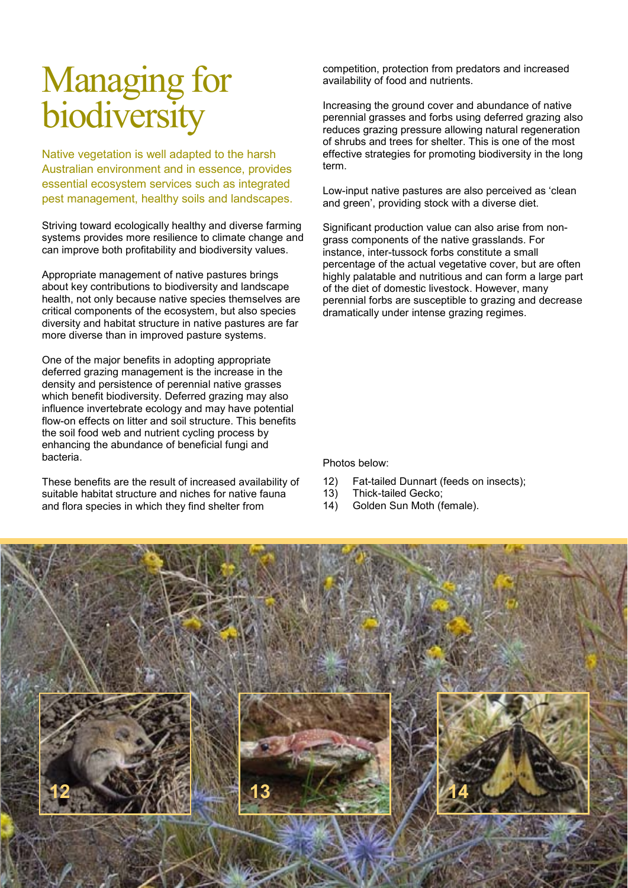# Managing for biodiversity

Native vegetation is well adapted to the harsh Australian environment and in essence, provides essential ecosystem services such as integrated pest management, healthy soils and landscapes.

Striving toward ecologically healthy and diverse farming systems provides more resilience to climate change and can improve both profitability and biodiversity values.

Appropriate management of native pastures brings about key contributions to biodiversity and landscape health, not only because native species themselves are critical components of the ecosystem, but also species diversity and habitat structure in native pastures are far more diverse than in improved pasture systems.

One of the major benefits in adopting appropriate deferred grazing management is the increase in the density and persistence of perennial native grasses which benefit biodiversity. Deferred grazing may also influence invertebrate ecology and may have potential flow-on effects on litter and soil structure. This benefits the soil food web and nutrient cycling process by enhancing the abundance of beneficial fungi and bacteria.

These benefits are the result of increased availability of suitable habitat structure and niches for native fauna and flora species in which they find shelter from competition, protection from predators and increased availability of food and nutrients.

Increasing the ground cover and abundance of native perennial grasses and forbs using deferred grazing also reduces grazing pressure allowing natural regeneration of shrubs and trees for shelter. This is one of the most effective strategies for promoting biodiversity in the long term.

Low-input native pastures are also perceived as 'clean and green', providing stock with a diverse diet.

Significant production value can also arise from non-grass components of the native grasslands. For instance, inter-tussock forbs constitute a small percentage of the actual vegetative cover, but are often highly palatable and nutritious and can form a large part of the diet of domestic livestock. However, many perennial forbs are susceptible to grazing and decrease dramatically under intense grazing regimes.

Photos below:

12) Fat-tailed Dunnart (feeds on insects);
13) Thick-tailed Gecko;
14) Golden Sun Moth (female).

12

13

14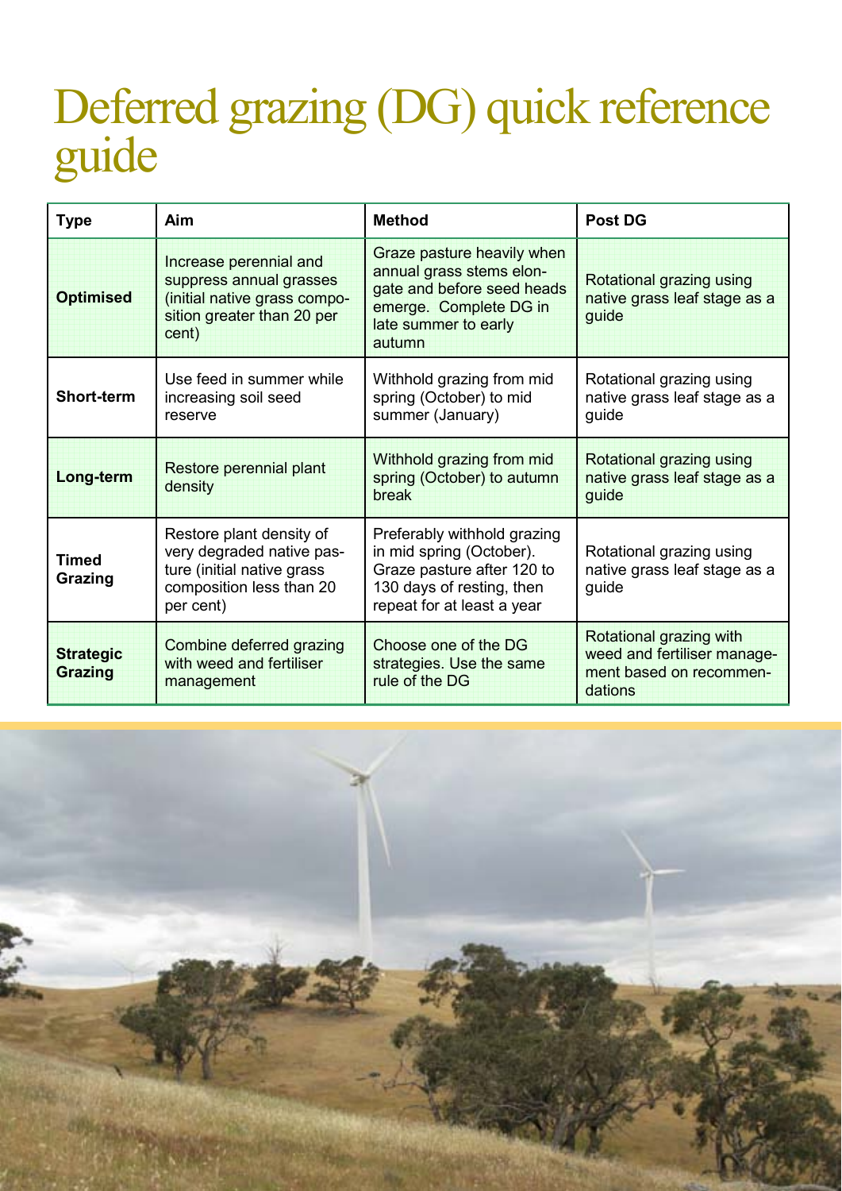# Deferred grazing (DG) quick reference guide

| Type | Aim | Method | Post DG |
|---|---|---|---|
| **Optimised** | Increase perennial and suppress annual grasses (initial native grass composition greater than 20 per cent) | Graze pasture heavily when annual grass stems elongate and before seed heads emerge. Complete DG in late summer to early autumn | Rotational grazing using native grass leaf stage as a guide |
| **Short-term** | Use feed in summer while increasing soil seed reserve | Withhold grazing from mid spring (October) to mid summer (January) | Rotational grazing using native grass leaf stage as a guide |
| **Long-term** | Restore perennial plant density | Withhold grazing from mid spring (October) to autumn break | Rotational grazing using native grass leaf stage as a guide |
| **Timed Grazing** | Restore plant density of very degraded native pasture (initial native grass composition less than 20 per cent) | Preferably withhold grazing in mid spring (October). Graze pasture after 120 to 130 days of resting, then repeat for at least a year | Rotational grazing using native grass leaf stage as a guide |
| **Strategic Grazing** | Combine deferred grazing with weed and fertiliser management | Choose one of the DG strategies. Use the same rule of the DG | Rotational grazing with weed and fertiliser management based on recommendations |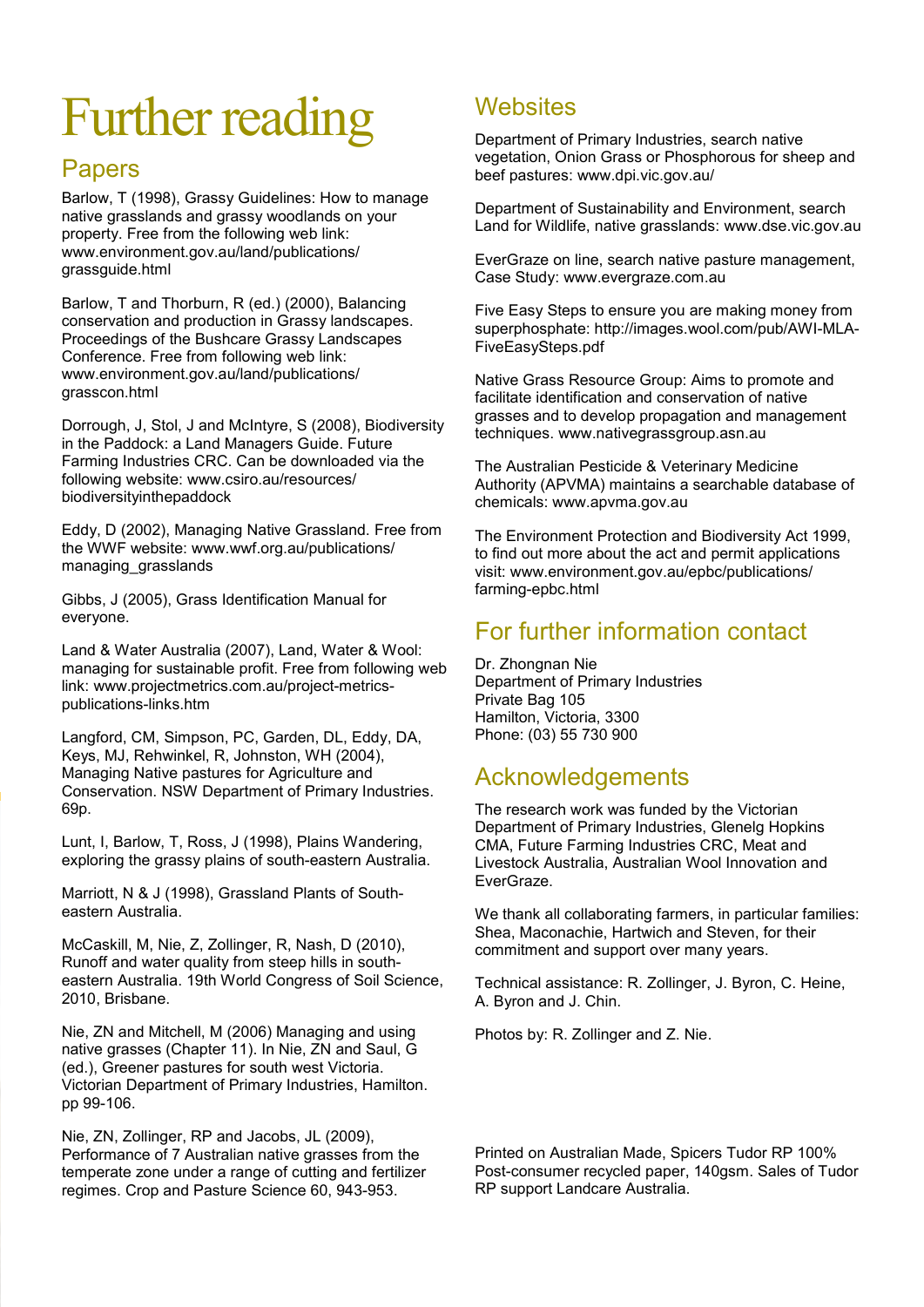# Further reading

## Papers

Barlow, T (1998), Grassy Guidelines: How to manage native grasslands and grassy woodlands on your property. Free from the following web link: www.environment.gov.au/land/publications/grassguide.html

Barlow, T and Thorburn, R (ed.) (2000), Balancing conservation and production in Grassy landscapes. Proceedings of the Bushcare Grassy Landscapes Conference. Free from following web link: www.environment.gov.au/land/publications/grasscon.html

Dorrough, J, Stol, J and McIntyre, S (2008), Biodiversity in the Paddock: a Land Managers Guide. Future Farming Industries CRC. Can be downloaded via the following website: www.csiro.au/resources/biodiversityinthepaddock

Eddy, D (2002), Managing Native Grassland. Free from the WWF website: www.wwf.org.au/publications/managing_grasslands

Gibbs, J (2005), Grass Identification Manual for everyone.

Land & Water Australia (2007), Land, Water & Wool: managing for sustainable profit. Free from following web link: www.projectmetrics.com.au/project-metrics-publications-links.htm

Langford, CM, Simpson, PC, Garden, DL, Eddy, DA, Keys, MJ, Rehwinkel, R, Johnston, WH (2004), Managing Native pastures for Agriculture and Conservation. NSW Department of Primary Industries. 69p.

Lunt, I, Barlow, T, Ross, J (1998), Plains Wandering, exploring the grassy plains of south-eastern Australia.

Marriott, N & J (1998), Grassland Plants of South-eastern Australia.

McCaskill, M, Nie, Z, Zollinger, R, Nash, D (2010), Runoff and water quality from steep hills in south-eastern Australia. 19th World Congress of Soil Science, 2010, Brisbane.

Nie, ZN and Mitchell, M (2006) Managing and using native grasses (Chapter 11). In Nie, ZN and Saul, G (ed.), Greener pastures for south west Victoria. Victorian Department of Primary Industries, Hamilton. pp 99-106.

Nie, ZN, Zollinger, RP and Jacobs, JL (2009), Performance of 7 Australian native grasses from the temperate zone under a range of cutting and fertilizer regimes. Crop and Pasture Science 60, 943-953.

## Websites

Department of Primary Industries, search native vegetation, Onion Grass or Phosphorous for sheep and beef pastures: www.dpi.vic.gov.au/

Department of Sustainability and Environment, search Land for Wildlife, native grasslands: www.dse.vic.gov.au

EverGraze on line, search native pasture management, Case Study: www.evergraze.com.au

Five Easy Steps to ensure you are making money from superphosphate: http://images.wool.com/pub/AWI-MLA-FiveEasySteps.pdf

Native Grass Resource Group: Aims to promote and facilitate identification and conservation of native grasses and to develop propagation and management techniques. www.nativegrassgroup.asn.au

The Australian Pesticide & Veterinary Medicine Authority (APVMA) maintains a searchable database of chemicals: www.apvma.gov.au

The Environment Protection and Biodiversity Act 1999, to find out more about the act and permit applications visit: www.environment.gov.au/epbc/publications/farming-epbc.html

## For further information contact

Dr. Zhongnan Nie
Department of Primary Industries
Private Bag 105
Hamilton, Victoria, 3300
Phone: (03) 55 730 900

## Acknowledgements

The research work was funded by the Victorian Department of Primary Industries, Glenelg Hopkins CMA, Future Farming Industries CRC, Meat and Livestock Australia, Australian Wool Innovation and EverGraze.

We thank all collaborating farmers, in particular families: Shea, Maconachie, Hartwich and Steven, for their commitment and support over many years.

Technical assistance: R. Zollinger, J. Byron, C. Heine, A. Byron and J. Chin.

Photos by: R. Zollinger and Z. Nie.

Printed on Australian Made, Spicers Tudor RP 100% Post-consumer recycled paper, 140gsm. Sales of Tudor RP support Landcare Australia.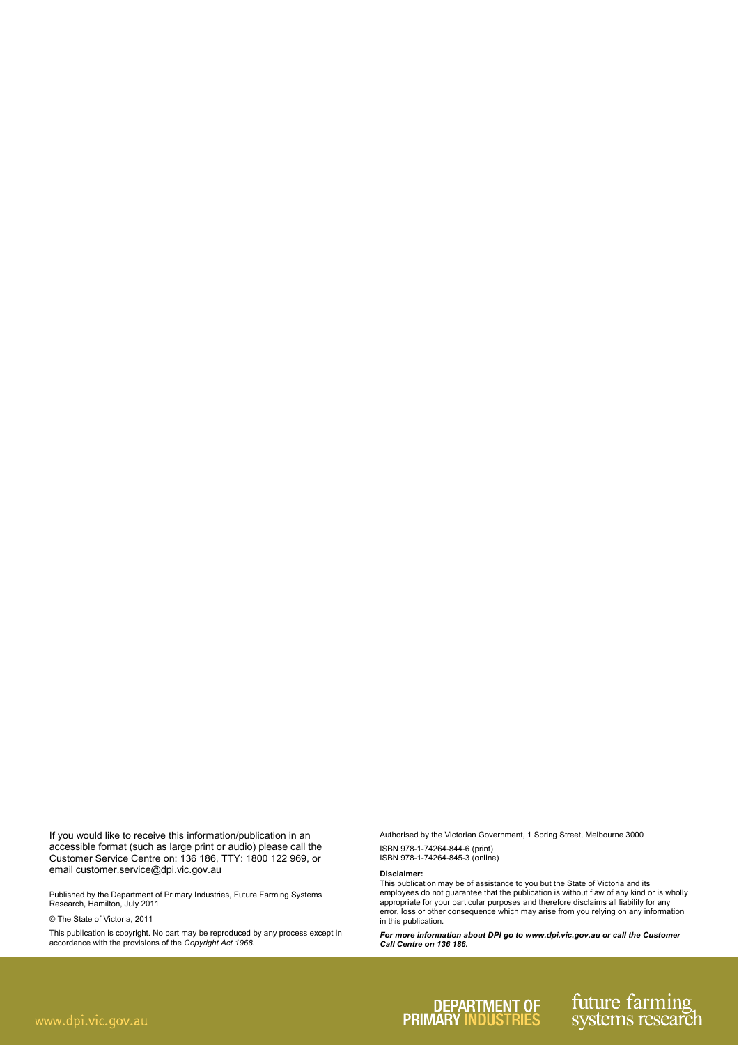If you would like to receive this information/publication in an accessible format (such as large print or audio) please call the Customer Service Centre on: 136 186, TTY: 1800 122 969, or email customer.service@dpi.vic.gov.au

Published by the Department of Primary Industries, Future Farming Systems Research, Hamilton, July 2011

© The State of Victoria, 2011

This publication is copyright. No part may be reproduced by any process except in accordance with the provisions of the *Copyright Act 1968.*

Authorised by the Victorian Government, 1 Spring Street, Melbourne 3000

ISBN 978-1-74264-844-6 (print)
ISBN 978-1-74264-845-3 (online)

**Disclaimer:**
This publication may be of assistance to you but the State of Victoria and its employees do not guarantee that the publication is without flaw of any kind or is wholly appropriate for your particular purposes and therefore disclaims all liability for any error, loss or other consequence which may arise from you relying on any information in this publication.

***For more information about DPI go to www.dpi.vic.gov.au or call the Customer Call Centre on 136 186.***

www.dpi.vic.gov.au

DEPARTMENT OF PRIMARY INDUSTRIES

future farming systems research